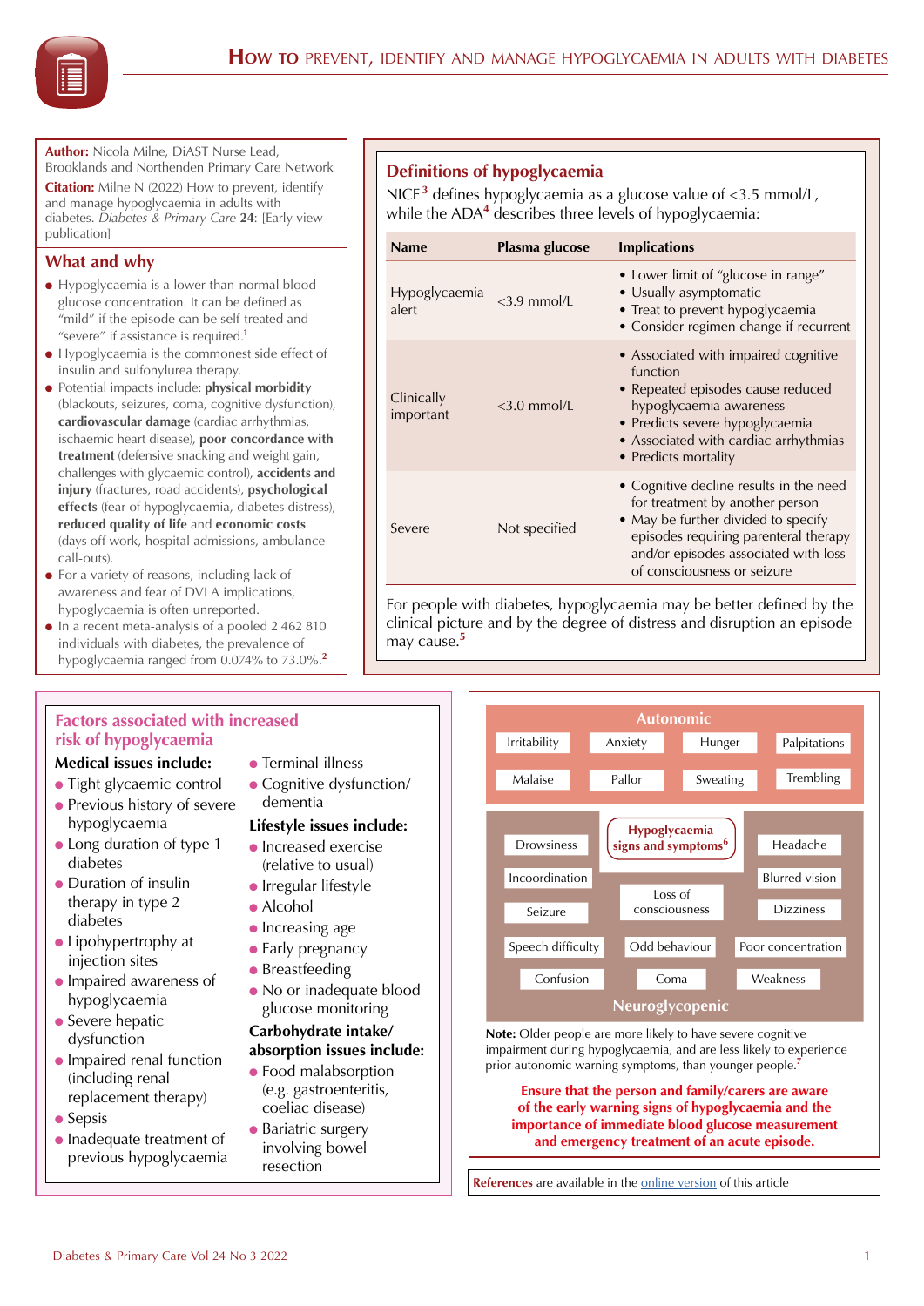# How to prevent, identify and manage hypoglycaemia in adults with diabetes

**Author:** Nicola Milne, DiAST Nurse Lead, Brooklands and Northenden Primary Care Network

**Citation:** Milne N (2022) How to prevent, identify and manage hypoglycaemia in adults with diabetes. *Diabetes & Primary Care* **24**: [Early view publication]

## What and why

- Hypoglycaemia is a lower-than-normal blood glucose concentration. It can be defined as "mild" if the episode can be self-treated and "severe" if assistance is required.[1]
- Hypoglycaemia is the commonest side effect of insulin and sulfonylurea therapy.
- Potential impacts include: **physical morbidity** (blackouts, seizures, coma, cognitive dysfunction), **cardiovascular damage** (cardiac arrhythmias, ischaemic heart disease), **poor concordance with treatment** (defensive snacking and weight gain, challenges with glycaemic control), **accidents and injury** (fractures, road accidents), **psychological effects** (fear of hypoglycaemia, diabetes distress), **reduced quality of life** and **economic costs** (days off work, hospital admissions, ambulance call-outs).
- For a variety of reasons, including lack of awareness and fear of DVLA implications, hypoglycaemia is often unreported.
- In a recent meta-analysis of a pooled 2 462 810 individuals with diabetes, the prevalence of hypoglycaemia ranged from 0.074% to 73.0%.[2]

## Definitions of hypoglycaemia

NICE[3] defines hypoglycaemia as a glucose value of <3.5 mmol/L, while the ADA[4] describes three levels of hypoglycaemia:

| Name | Plasma glucose | Implications |
|---|---|---|
| Hypoglycaemia alert | <3.9 mmol/L | • Lower limit of "glucose in range"<br>• Usually asymptomatic<br>• Treat to prevent hypoglycaemia<br>• Consider regimen change if recurrent |
| Clinically important | <3.0 mmol/L | • Associated with impaired cognitive function<br>• Repeated episodes cause reduced hypoglycaemia awareness<br>• Predicts severe hypoglycaemia<br>• Associated with cardiac arrhythmias<br>• Predicts mortality |
| Severe | Not specified | • Cognitive decline results in the need for treatment by another person<br>• May be further divided to specify episodes requiring parenteral therapy and/or episodes associated with loss of consciousness or seizure |

For people with diabetes, hypoglycaemia may be better defined by the clinical picture and by the degree of distress and disruption an episode may cause.[5]

## Factors associated with increased risk of hypoglycaemia

**Medical issues include:**

- Tight glycaemic control
- Previous history of severe hypoglycaemia
- Long duration of type 1 diabetes
- Duration of insulin therapy in type 2 diabetes
- Lipohypertrophy at injection sites
- Impaired awareness of hypoglycaemia
- Severe hepatic dysfunction
- Impaired renal function (including renal replacement therapy)
- Sepsis
- Inadequate treatment of previous hypoglycaemia
- Terminal illness
- Cognitive dysfunction/dementia

**Lifestyle issues include:**

- Increased exercise (relative to usual)
- Irregular lifestyle
- Alcohol
- Increasing age
- Early pregnancy
- Breastfeeding
- No or inadequate blood glucose monitoring

**Carbohydrate intake/absorption issues include:**

- Food malabsorption (e.g. gastroenteritis, coeliac disease)
- Bariatric surgery involving bowel resection

## Hypoglycaemia signs and symptoms[6]

**Autonomic**

- Irritability
- Anxiety
- Hunger
- Palpitations
- Malaise
- Pallor
- Sweating
- Trembling

**Neuroglycopenic**

- Drowsiness
- Headache
- Incoordination
- Blurred vision
- Loss of consciousness
- Seizure
- Dizziness
- Speech difficulty
- Odd behaviour
- Poor concentration
- Confusion
- Coma
- Weakness

**Note:** Older people are more likely to have severe cognitive impairment during hypoglycaemia, and are less likely to experience prior autonomic warning symptoms, than younger people.[7]

**Ensure that the person and family/carers are aware of the early warning signs of hypoglycaemia and the importance of immediate blood glucose measurement and emergency treatment of an acute episode.**

**References** are available in the online version of this article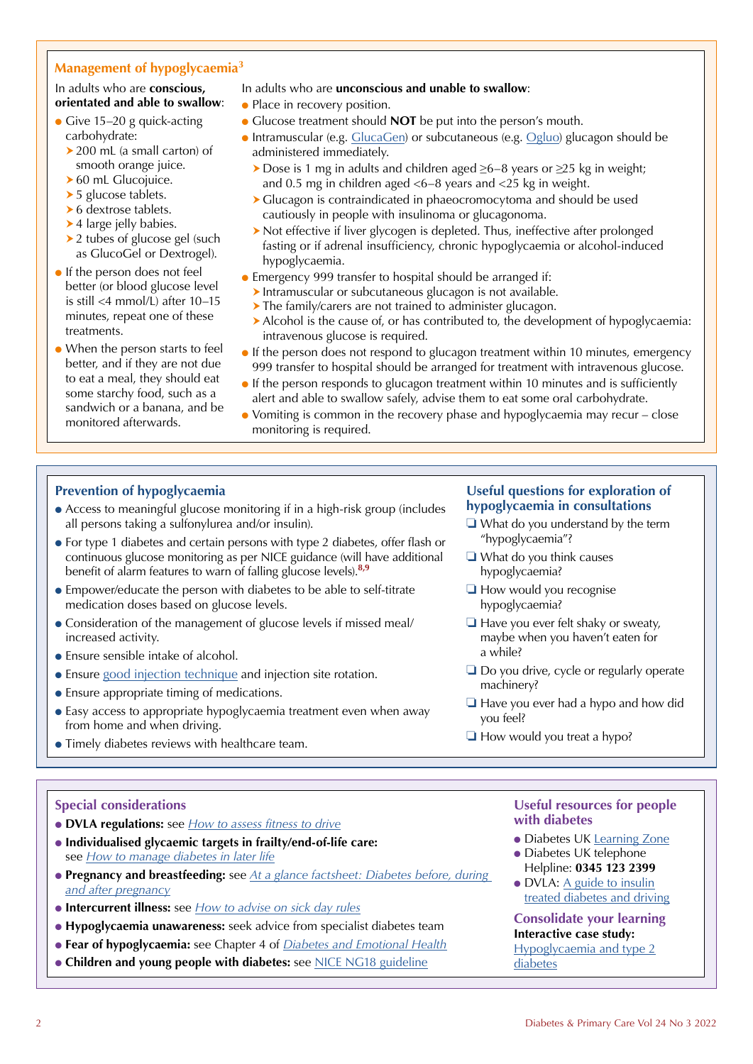## Management of hypoglycaemia[3]

In adults who are **conscious, orientated and able to swallow**:

- Give 15–20 g quick-acting carbohydrate:
  - 200 mL (a small carton) of smooth orange juice.
  - 60 mL Glucojuice.
  - 5 glucose tablets.
  - 6 dextrose tablets.
  - 4 large jelly babies.
  - 2 tubes of glucose gel (such as GlucoGel or Dextrogel).
- If the person does not feel better (or blood glucose level is still <4 mmol/L) after 10–15 minutes, repeat one of these treatments.
- When the person starts to feel better, and if they are not due to eat a meal, they should eat some starchy food, such as a sandwich or a banana, and be monitored afterwards.

In adults who are **unconscious and unable to swallow**:

- Place in recovery position.
- Glucose treatment should **NOT** be put into the person's mouth.
- Intramuscular (e.g. GlucaGen) or subcutaneous (e.g. Ogluo) glucagon should be administered immediately.
  - Dose is 1 mg in adults and children aged ≥6–8 years or ≥25 kg in weight; and 0.5 mg in children aged <6–8 years and <25 kg in weight.
  - Glucagon is contraindicated in phaeocromocytoma and should be used cautiously in people with insulinoma or glucagonoma.
  - Not effective if liver glycogen is depleted. Thus, ineffective after prolonged fasting or if adrenal insufficiency, chronic hypoglycaemia or alcohol-induced hypoglycaemia.
- Emergency 999 transfer to hospital should be arranged if:
  - Intramuscular or subcutaneous glucagon is not available.
  - The family/carers are not trained to administer glucagon.
  - Alcohol is the cause of, or has contributed to, the development of hypoglycaemia: intravenous glucose is required.
- If the person does not respond to glucagon treatment within 10 minutes, emergency 999 transfer to hospital should be arranged for treatment with intravenous glucose.
- If the person responds to glucagon treatment within 10 minutes and is sufficiently alert and able to swallow safely, advise them to eat some oral carbohydrate.
- Vomiting is common in the recovery phase and hypoglycaemia may recur – close monitoring is required.

## Prevention of hypoglycaemia

- Access to meaningful glucose monitoring if in a high-risk group (includes all persons taking a sulfonylurea and/or insulin).
- For type 1 diabetes and certain persons with type 2 diabetes, offer flash or continuous glucose monitoring as per NICE guidance (will have additional benefit of alarm features to warn of falling glucose levels).[8,9]
- Empower/educate the person with diabetes to be able to self-titrate medication doses based on glucose levels.
- Consideration of the management of glucose levels if missed meal/ increased activity.
- Ensure sensible intake of alcohol.
- Ensure good injection technique and injection site rotation.
- Ensure appropriate timing of medications.
- Easy access to appropriate hypoglycaemia treatment even when away from home and when driving.
- Timely diabetes reviews with healthcare team.

## Useful questions for exploration of hypoglycaemia in consultations

- ❑ What do you understand by the term "hypoglycaemia"?
- ❑ What do you think causes hypoglycaemia?
- ❑ How would you recognise hypoglycaemia?
- ❑ Have you ever felt shaky or sweaty, maybe when you haven't eaten for a while?
- ❑ Do you drive, cycle or regularly operate machinery?
- ❑ Have you ever had a hypo and how did you feel?
- ❑ How would you treat a hypo?

## Special considerations

- **DVLA regulations:** see *How to assess fitness to drive*
- **Individualised glycaemic targets in frailty/end-of-life care:** see *How to manage diabetes in later life*
- **Pregnancy and breastfeeding:** see *At a glance factsheet: Diabetes before, during and after pregnancy*
- **Intercurrent illness:** see *How to advise on sick day rules*
- **Hypoglycaemia unawareness:** seek advice from specialist diabetes team
- **Fear of hypoglycaemia:** see Chapter 4 of *Diabetes and Emotional Health*
- **Children and young people with diabetes:** see NICE NG18 guideline

## Useful resources for people with diabetes

- Diabetes UK Learning Zone
- Diabetes UK telephone Helpline: **0345 123 2399**
- DVLA: A guide to insulin treated diabetes and driving

## Consolidate your learning

**Interactive case study:**
Hypoglycaemia and type 2 diabetes